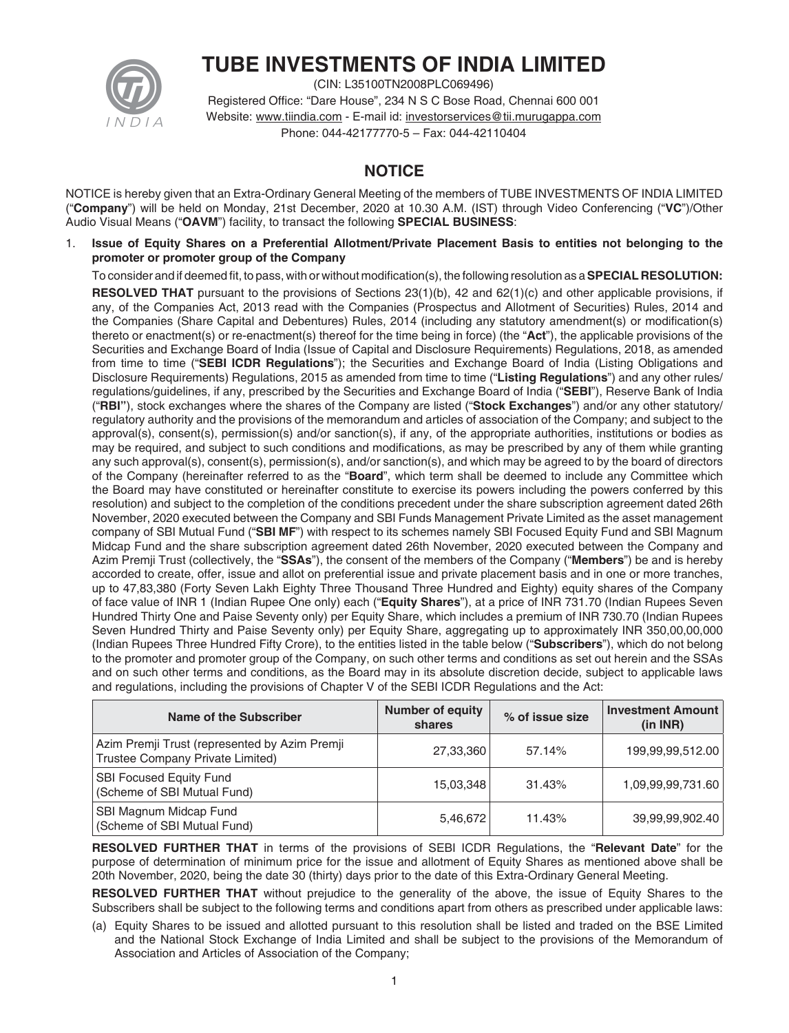# TUBE INVESTMENTS OF INDIA LIMITED

(CIN: L35100TN2008PLC069496)

Registered Office: "Dare House", 234 N S C Bose Road, Chennai 600 001

Website: www.tiindia.com - E-mail id: investorservices@tii.murugappa.com

Phone: 044-42177770-5 – Fax: 044-42110404

## NOTICE

NOTICE is hereby given that an Extra-Ordinary General Meeting of the members of TUBE INVESTMENTS OF INDIA LIMITED ("**Company**") will be held on Monday, 21st December, 2020 at 10.30 A.M. (IST) through Video Conferencing ("**VC**")/Other Audio Visual Means ("**OAVM**") facility, to transact the following **SPECIAL BUSINESS**:

1. **Issue of Equity Shares on a Preferential Allotment/Private Placement Basis to entities not belonging to the promoter or promoter group of the Company**

To consider and if deemed fit, to pass, with or without modification(s), the following resolution as a **SPECIAL RESOLUTION:**

**RESOLVED THAT** pursuant to the provisions of Sections 23(1)(b), 42 and 62(1)(c) and other applicable provisions, if any, of the Companies Act, 2013 read with the Companies (Prospectus and Allotment of Securities) Rules, 2014 and the Companies (Share Capital and Debentures) Rules, 2014 (including any statutory amendment(s) or modification(s) thereto or enactment(s) or re-enactment(s) thereof for the time being in force) (the "**Act**"), the applicable provisions of the Securities and Exchange Board of India (Issue of Capital and Disclosure Requirements) Regulations, 2018, as amended from time to time ("**SEBI ICDR Regulations**"); the Securities and Exchange Board of India (Listing Obligations and Disclosure Requirements) Regulations, 2015 as amended from time to time ("**Listing Regulations**") and any other rules/ regulations/guidelines, if any, prescribed by the Securities and Exchange Board of India ("**SEBI**"), Reserve Bank of India ("**RBI**"), stock exchanges where the shares of the Company are listed ("**Stock Exchanges**") and/or any other statutory/ regulatory authority and the provisions of the memorandum and articles of association of the Company; and subject to the approval(s), consent(s), permission(s) and/or sanction(s), if any, of the appropriate authorities, institutions or bodies as may be required, and subject to such conditions and modifications, as may be prescribed by any of them while granting any such approval(s), consent(s), permission(s), and/or sanction(s), and which may be agreed to by the board of directors of the Company (hereinafter referred to as the "**Board**", which term shall be deemed to include any Committee which the Board may have constituted or hereinafter constitute to exercise its powers including the powers conferred by this resolution) and subject to the completion of the conditions precedent under the share subscription agreement dated 26th November, 2020 executed between the Company and SBI Funds Management Private Limited as the asset management company of SBI Mutual Fund ("**SBI MF**") with respect to its schemes namely SBI Focused Equity Fund and SBI Magnum Midcap Fund and the share subscription agreement dated 26th November, 2020 executed between the Company and Azim Premji Trust (collectively, the "**SSAs**"), the consent of the members of the Company ("**Members**") be and is hereby accorded to create, offer, issue and allot on preferential issue and private placement basis and in one or more tranches, up to 47,83,380 (Forty Seven Lakh Eighty Three Thousand Three Hundred and Eighty) equity shares of the Company of face value of INR 1 (Indian Rupee One only) each ("**Equity Shares**"), at a price of INR 731.70 (Indian Rupees Seven Hundred Thirty One and Paise Seventy only) per Equity Share, which includes a premium of INR 730.70 (Indian Rupees Seven Hundred Thirty and Paise Seventy only) per Equity Share, aggregating up to approximately INR 350,00,00,000 (Indian Rupees Three Hundred Fifty Crore), to the entities listed in the table below ("**Subscribers**"), which do not belong to the promoter and promoter group of the Company, on such other terms and conditions as set out herein and the SSAs and on such other terms and conditions, as the Board may in its absolute discretion decide, subject to applicable laws and regulations, including the provisions of Chapter V of the SEBI ICDR Regulations and the Act:

| Name of the Subscriber | Number of equity shares | % of issue size | Investment Amount (in INR) |
|---|---|---|---|
| Azim Premji Trust (represented by Azim Premji Trustee Company Private Limited) | 27,33,360 | 57.14% | 199,99,99,512.00 |
| SBI Focused Equity Fund (Scheme of SBI Mutual Fund) | 15,03,348 | 31.43% | 1,09,99,99,731.60 |
| SBI Magnum Midcap Fund (Scheme of SBI Mutual Fund) | 5,46,672 | 11.43% | 39,99,99,902.40 |

**RESOLVED FURTHER THAT** in terms of the provisions of SEBI ICDR Regulations, the "**Relevant Date**" for the purpose of determination of minimum price for the issue and allotment of Equity Shares as mentioned above shall be 20th November, 2020, being the date 30 (thirty) days prior to the date of this Extra-Ordinary General Meeting.

**RESOLVED FURTHER THAT** without prejudice to the generality of the above, the issue of Equity Shares to the Subscribers shall be subject to the following terms and conditions apart from others as prescribed under applicable laws:

(a) Equity Shares to be issued and allotted pursuant to this resolution shall be listed and traded on the BSE Limited and the National Stock Exchange of India Limited and shall be subject to the provisions of the Memorandum of Association and Articles of Association of the Company;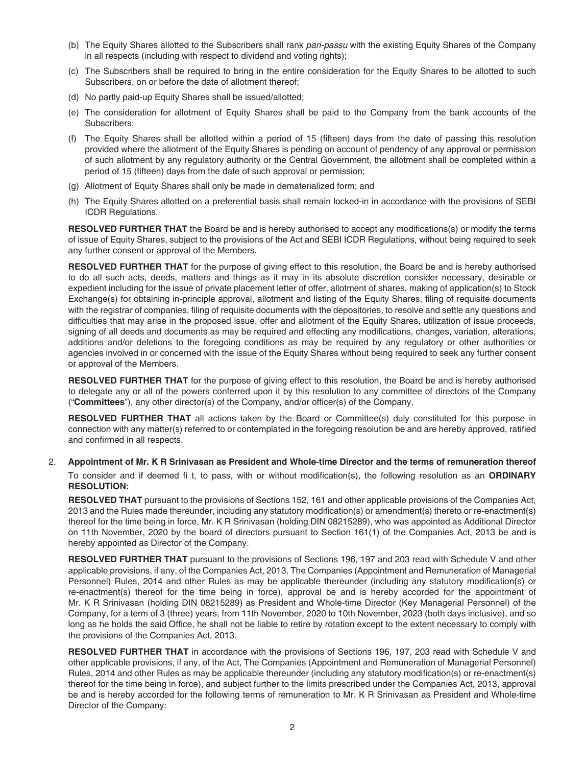(b) The Equity Shares allotted to the Subscribers shall rank *pari-passu* with the existing Equity Shares of the Company in all respects (including with respect to dividend and voting rights);

(c) The Subscribers shall be required to bring in the entire consideration for the Equity Shares to be allotted to such Subscribers, on or before the date of allotment thereof;

(d) No partly paid-up Equity Shares shall be issued/allotted;

(e) The consideration for allotment of Equity Shares shall be paid to the Company from the bank accounts of the Subscribers;

(f) The Equity Shares shall be allotted within a period of 15 (fifteen) days from the date of passing this resolution provided where the allotment of the Equity Shares is pending on account of pendency of any approval or permission of such allotment by any regulatory authority or the Central Government, the allotment shall be completed within a period of 15 (fifteen) days from the date of such approval or permission;

(g) Allotment of Equity Shares shall only be made in dematerialized form; and

(h) The Equity Shares allotted on a preferential basis shall remain locked-in in accordance with the provisions of SEBI ICDR Regulations.

**RESOLVED FURTHER THAT** the Board be and is hereby authorised to accept any modifications(s) or modify the terms of issue of Equity Shares, subject to the provisions of the Act and SEBI ICDR Regulations, without being required to seek any further consent or approval of the Members.

**RESOLVED FURTHER THAT** for the purpose of giving effect to this resolution, the Board be and is hereby authorised to do all such acts, deeds, matters and things as it may in its absolute discretion consider necessary, desirable or expedient including for the issue of private placement letter of offer, allotment of shares, making of application(s) to Stock Exchange(s) for obtaining in-principle approval, allotment and listing of the Equity Shares, filing of requisite documents with the registrar of companies, filing of requisite documents with the depositories, to resolve and settle any questions and difficulties that may arise in the proposed issue, offer and allotment of the Equity Shares, utilization of issue proceeds, signing of all deeds and documents as may be required and effecting any modifications, changes, variation, alterations, additions and/or deletions to the foregoing conditions as may be required by any regulatory or other authorities or agencies involved in or concerned with the issue of the Equity Shares without being required to seek any further consent or approval of the Members.

**RESOLVED FURTHER THAT** for the purpose of giving effect to this resolution, the Board be and is hereby authorised to delegate any or all of the powers conferred upon it by this resolution to any committee of directors of the Company ("**Committees**"), any other director(s) of the Company, and/or officer(s) of the Company.

**RESOLVED FURTHER THAT** all actions taken by the Board or Committee(s) duly constituted for this purpose in connection with any matter(s) referred to or contemplated in the foregoing resolution be and are hereby approved, ratified and confirmed in all respects.

2. **Appointment of Mr. K R Srinivasan as President and Whole-time Director and the terms of remuneration thereof**

To consider and if deemed fi t, to pass, with or without modification(s), the following resolution as an **ORDINARY RESOLUTION:**

**RESOLVED THAT** pursuant to the provisions of Sections 152, 161 and other applicable provisions of the Companies Act, 2013 and the Rules made thereunder, including any statutory modification(s) or amendment(s) thereto or re-enactment(s) thereof for the time being in force, Mr. K R Srinivasan (holding DIN 08215289), who was appointed as Additional Director on 11th November, 2020 by the board of directors pursuant to Section 161(1) of the Companies Act, 2013 be and is hereby appointed as Director of the Company.

**RESOLVED FURTHER THAT** pursuant to the provisions of Sections 196, 197 and 203 read with Schedule V and other applicable provisions, if any, of the Companies Act, 2013, The Companies (Appointment and Remuneration of Managerial Personnel) Rules, 2014 and other Rules as may be applicable thereunder (including any statutory modification(s) or re-enactment(s) thereof for the time being in force), approval be and is hereby accorded for the appointment of Mr. K R Srinivasan (holding DIN 08215289) as President and Whole-time Director (Key Managerial Personnel) of the Company, for a term of 3 (three) years, from 11th November, 2020 to 10th November, 2023 (both days inclusive), and so long as he holds the said Office, he shall not be liable to retire by rotation except to the extent necessary to comply with the provisions of the Companies Act, 2013.

**RESOLVED FURTHER THAT** in accordance with the provisions of Sections 196, 197, 203 read with Schedule V and other applicable provisions, if any, of the Act, The Companies (Appointment and Remuneration of Managerial Personnel) Rules, 2014 and other Rules as may be applicable thereunder (including any statutory modification(s) or re-enactment(s) thereof for the time being in force), and subject further to the limits prescribed under the Companies Act, 2013, approval be and is hereby accorded for the following terms of remuneration to Mr. K R Srinivasan as President and Whole-time Director of the Company: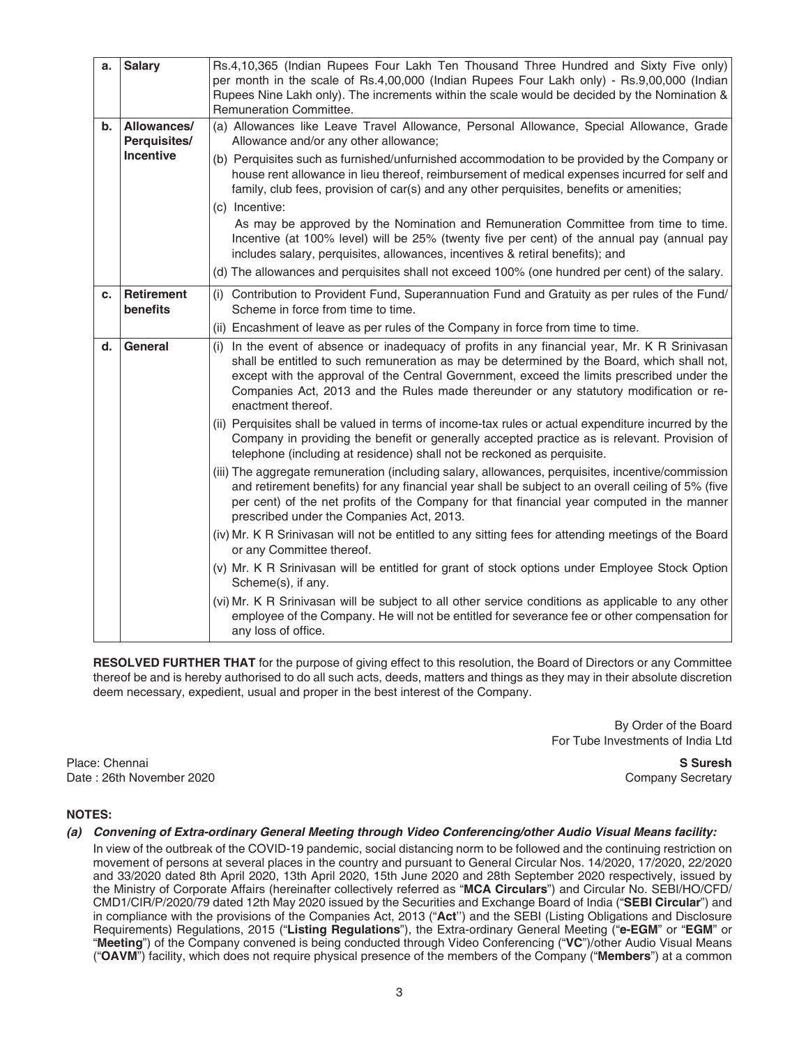| a. | Salary | Rs.4,10,365 (Indian Rupees Four Lakh Ten Thousand Three Hundred and Sixty Five only) per month in the scale of Rs.4,00,000 (Indian Rupees Four Lakh only) - Rs.9,00,000 (Indian Rupees Nine Lakh only). The increments within the scale would be decided by the Nomination & Remuneration Committee. |
|---|---|---|
| b. | Allowances/ Perquisites/ Incentive | (a) Allowances like Leave Travel Allowance, Personal Allowance, Special Allowance, Grade Allowance and/or any other allowance; <br> (b) Perquisites such as furnished/unfurnished accommodation to be provided by the Company or house rent allowance in lieu thereof, reimbursement of medical expenses incurred for self and family, club fees, provision of car(s) and any other perquisites, benefits or amenities; <br> (c) Incentive: <br> As may be approved by the Nomination and Remuneration Committee from time to time. Incentive (at 100% level) will be 25% (twenty five per cent) of the annual pay (annual pay includes salary, perquisites, allowances, incentives & retiral benefits); and <br> (d) The allowances and perquisites shall not exceed 100% (one hundred per cent) of the salary. |
| c. | Retirement benefits | (i) Contribution to Provident Fund, Superannuation Fund and Gratuity as per rules of the Fund/ Scheme in force from time to time. <br> (ii) Encashment of leave as per rules of the Company in force from time to time. |
| d. | General | (i) In the event of absence or inadequacy of profits in any financial year, Mr. K R Srinivasan shall be entitled to such remuneration as may be determined by the Board, which shall not, except with the approval of the Central Government, exceed the limits prescribed under the Companies Act, 2013 and the Rules made thereunder or any statutory modification or re-enactment thereof. <br> (ii) Perquisites shall be valued in terms of income-tax rules or actual expenditure incurred by the Company in providing the benefit or generally accepted practice as is relevant. Provision of telephone (including at residence) shall not be reckoned as perquisite. <br> (iii) The aggregate remuneration (including salary, allowances, perquisites, incentive/commission and retirement benefits) for any financial year shall be subject to an overall ceiling of 5% (five per cent) of the net profits of the Company for that financial year computed in the manner prescribed under the Companies Act, 2013. <br> (iv) Mr. K R Srinivasan will not be entitled to any sitting fees for attending meetings of the Board or any Committee thereof. <br> (v) Mr. K R Srinivasan will be entitled for grant of stock options under Employee Stock Option Scheme(s), if any. <br> (vi) Mr. K R Srinivasan will be subject to all other service conditions as applicable to any other employee of the Company. He will not be entitled for severance fee or other compensation for any loss of office. |

**RESOLVED FURTHER THAT** for the purpose of giving effect to this resolution, the Board of Directors or any Committee thereof be and is hereby authorised to do all such acts, deeds, matters and things as they may in their absolute discretion deem necessary, expedient, usual and proper in the best interest of the Company.

By Order of the Board
For Tube Investments of India Ltd

Place: Chennai
Date : 26th November 2020

**S Suresh**
Company Secretary

**NOTES:**

***(a) Convening of Extra-ordinary General Meeting through Video Conferencing/other Audio Visual Means facility:***

In view of the outbreak of the COVID-19 pandemic, social distancing norm to be followed and the continuing restriction on movement of persons at several places in the country and pursuant to General Circular Nos. 14/2020, 17/2020, 22/2020 and 33/2020 dated 8th April 2020, 13th April 2020, 15th June 2020 and 28th September 2020 respectively, issued by the Ministry of Corporate Affairs (hereinafter collectively referred as "**MCA Circulars**") and Circular No. SEBI/HO/CFD/CMD1/CIR/P/2020/79 dated 12th May 2020 issued by the Securities and Exchange Board of India ("**SEBI Circular**") and in compliance with the provisions of the Companies Act, 2013 ("**Act**") and the SEBI (Listing Obligations and Disclosure Requirements) Regulations, 2015 ("**Listing Regulations**"), the Extra-ordinary General Meeting ("**e-EGM**" or "**EGM**" or "**Meeting**") of the Company convened is being conducted through Video Conferencing ("**VC**")/other Audio Visual Means ("**OAVM**") facility, which does not require physical presence of the members of the Company ("**Members**") at a common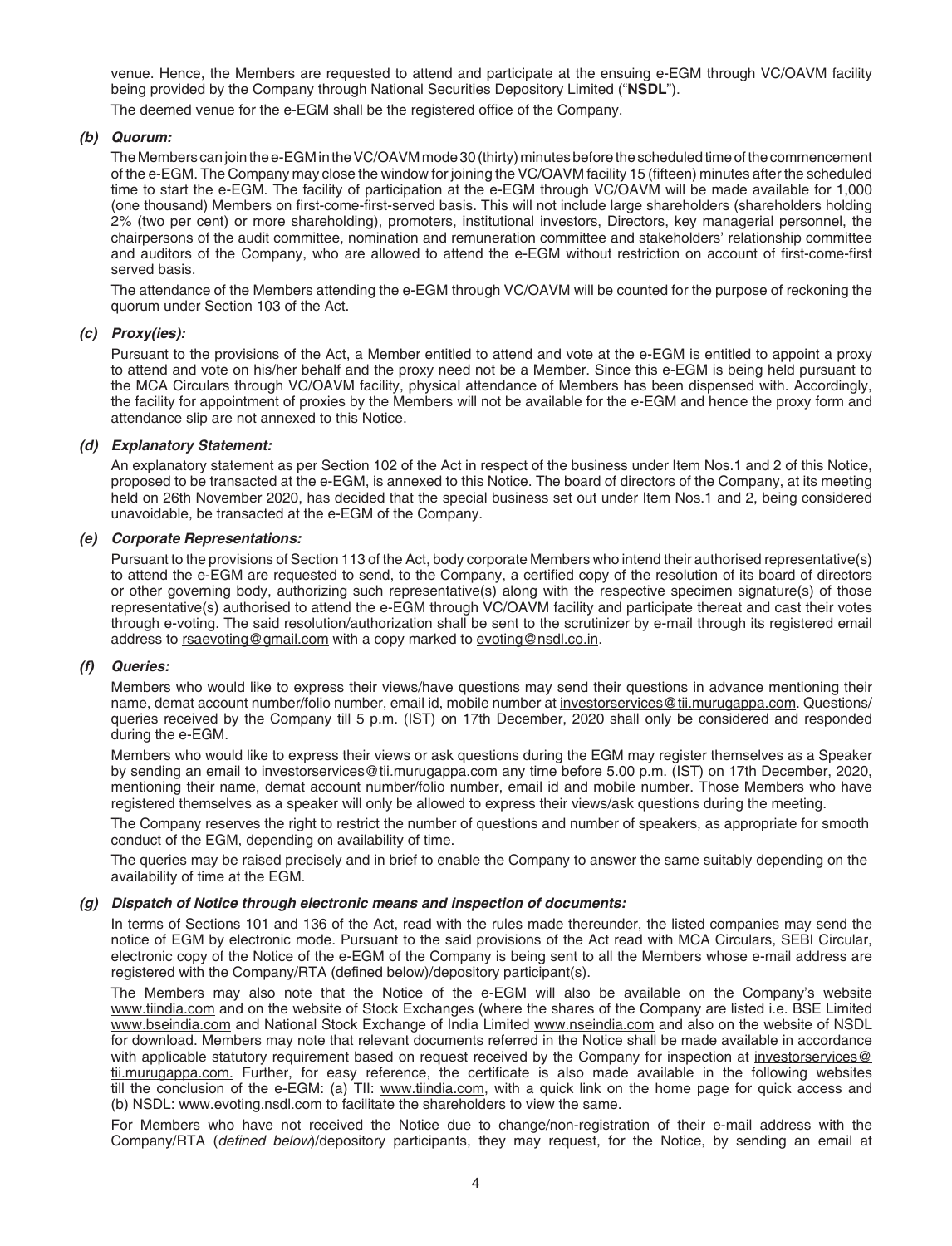venue. Hence, the Members are requested to attend and participate at the ensuing e-EGM through VC/OAVM facility being provided by the Company through National Securities Depository Limited ("**NSDL**").

The deemed venue for the e-EGM shall be the registered office of the Company.

***(b) Quorum:***

The Members can join the e-EGM in the VC/OAVM mode 30 (thirty) minutes before the scheduled time of the commencement of the e-EGM. The Company may close the window for joining the VC/OAVM facility 15 (fifteen) minutes after the scheduled time to start the e-EGM. The facility of participation at the e-EGM through VC/OAVM will be made available for 1,000 (one thousand) Members on first-come-first-served basis. This will not include large shareholders (shareholders holding 2% (two per cent) or more shareholding), promoters, institutional investors, Directors, key managerial personnel, the chairpersons of the audit committee, nomination and remuneration committee and stakeholders' relationship committee and auditors of the Company, who are allowed to attend the e-EGM without restriction on account of first-come-first served basis.

The attendance of the Members attending the e-EGM through VC/OAVM will be counted for the purpose of reckoning the quorum under Section 103 of the Act.

***(c) Proxy(ies):***

Pursuant to the provisions of the Act, a Member entitled to attend and vote at the e-EGM is entitled to appoint a proxy to attend and vote on his/her behalf and the proxy need not be a Member. Since this e-EGM is being held pursuant to the MCA Circulars through VC/OAVM facility, physical attendance of Members has been dispensed with. Accordingly, the facility for appointment of proxies by the Members will not be available for the e-EGM and hence the proxy form and attendance slip are not annexed to this Notice.

***(d) Explanatory Statement:***

An explanatory statement as per Section 102 of the Act in respect of the business under Item Nos.1 and 2 of this Notice, proposed to be transacted at the e-EGM, is annexed to this Notice. The board of directors of the Company, at its meeting held on 26th November 2020, has decided that the special business set out under Item Nos.1 and 2, being considered unavoidable, be transacted at the e-EGM of the Company.

***(e) Corporate Representations:***

Pursuant to the provisions of Section 113 of the Act, body corporate Members who intend their authorised representative(s) to attend the e-EGM are requested to send, to the Company, a certified copy of the resolution of its board of directors or other governing body, authorizing such representative(s) along with the respective specimen signature(s) of those representative(s) authorised to attend the e-EGM through VC/OAVM facility and participate thereat and cast their votes through e-voting. The said resolution/authorization shall be sent to the scrutinizer by e-mail through its registered email address to rsaevoting@gmail.com with a copy marked to evoting@nsdl.co.in.

***(f) Queries:***

Members who would like to express their views/have questions may send their questions in advance mentioning their name, demat account number/folio number, email id, mobile number at investorservices@tii.murugappa.com. Questions/ queries received by the Company till 5 p.m. (IST) on 17th December, 2020 shall only be considered and responded during the e-EGM.

Members who would like to express their views or ask questions during the EGM may register themselves as a Speaker by sending an email to investorservices@tii.murugappa.com any time before 5.00 p.m. (IST) on 17th December, 2020, mentioning their name, demat account number/folio number, email id and mobile number. Those Members who have registered themselves as a speaker will only be allowed to express their views/ask questions during the meeting.

The Company reserves the right to restrict the number of questions and number of speakers, as appropriate for smooth conduct of the EGM, depending on availability of time.

The queries may be raised precisely and in brief to enable the Company to answer the same suitably depending on the availability of time at the EGM.

***(g) Dispatch of Notice through electronic means and inspection of documents:***

In terms of Sections 101 and 136 of the Act, read with the rules made thereunder, the listed companies may send the notice of EGM by electronic mode. Pursuant to the said provisions of the Act read with MCA Circulars, SEBI Circular, electronic copy of the Notice of the e-EGM of the Company is being sent to all the Members whose e-mail address are registered with the Company/RTA (defined below)/depository participant(s).

The Members may also note that the Notice of the e-EGM will also be available on the Company's website www.tiindia.com and on the website of Stock Exchanges (where the shares of the Company are listed i.e. BSE Limited www.bseindia.com and National Stock Exchange of India Limited www.nseindia.com and also on the website of NSDL for download. Members may note that relevant documents referred in the Notice shall be made available in accordance with applicable statutory requirement based on request received by the Company for inspection at investorservices@tii.murugappa.com. Further, for easy reference, the certificate is also made available in the following websites till the conclusion of the e-EGM: (a) TII: www.tiindia.com, with a quick link on the home page for quick access and (b) NSDL: www.evoting.nsdl.com to facilitate the shareholders to view the same.

For Members who have not received the Notice due to change/non-registration of their e-mail address with the Company/RTA (*defined below*)/depository participants, they may request, for the Notice, by sending an email at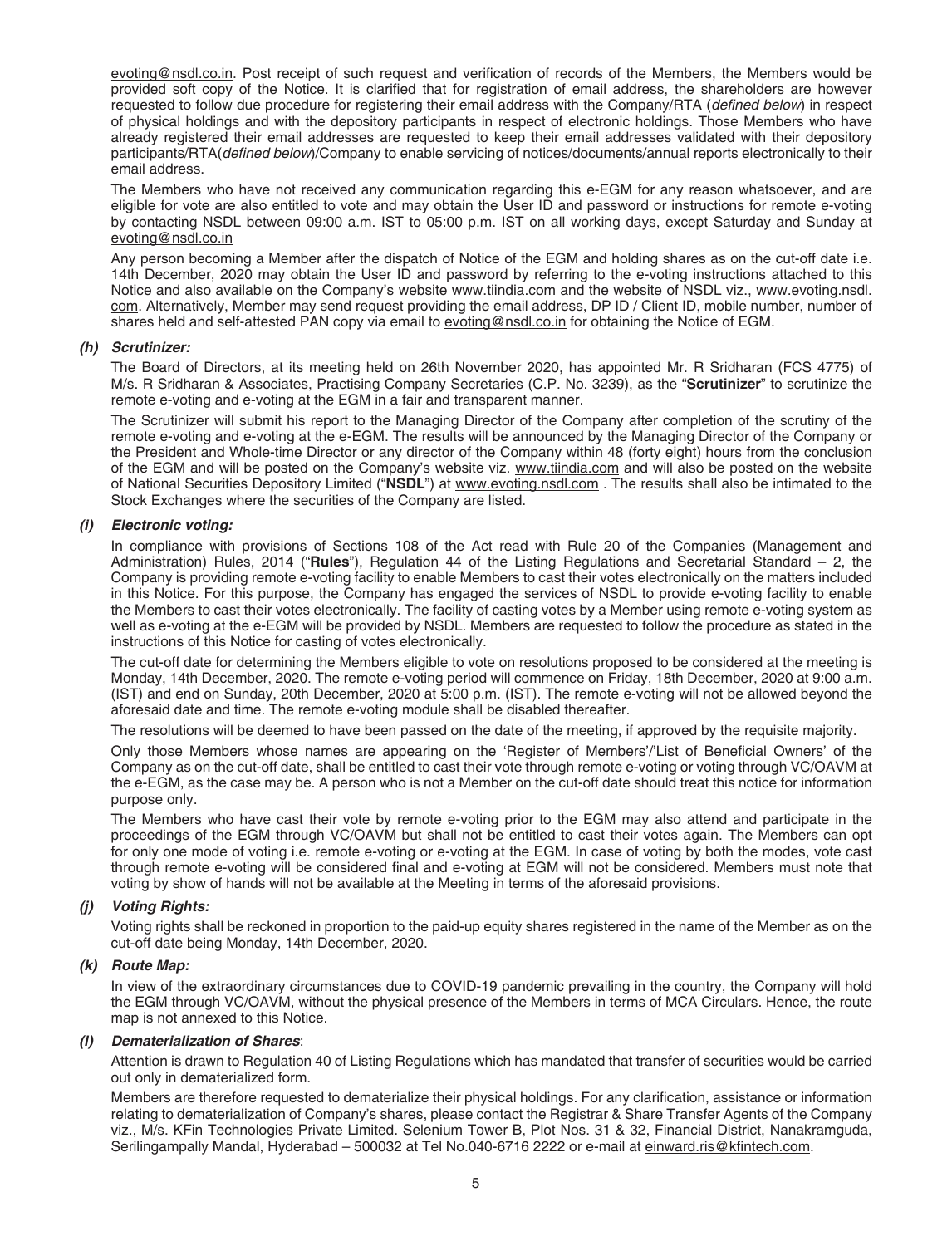evoting@nsdl.co.in. Post receipt of such request and verification of records of the Members, the Members would be provided soft copy of the Notice. It is clarified that for registration of email address, the shareholders are however requested to follow due procedure for registering their email address with the Company/RTA (*defined below*) in respect of physical holdings and with the depository participants in respect of electronic holdings. Those Members who have already registered their email addresses are requested to keep their email addresses validated with their depository participants/RTA(*defined below*)/Company to enable servicing of notices/documents/annual reports electronically to their email address.

The Members who have not received any communication regarding this e-EGM for any reason whatsoever, and are eligible for vote are also entitled to vote and may obtain the User ID and password or instructions for remote e-voting by contacting NSDL between 09:00 a.m. IST to 05:00 p.m. IST on all working days, except Saturday and Sunday at evoting@nsdl.co.in

Any person becoming a Member after the dispatch of Notice of the EGM and holding shares as on the cut-off date i.e. 14th December, 2020 may obtain the User ID and password by referring to the e-voting instructions attached to this Notice and also available on the Company's website www.tiindia.com and the website of NSDL viz., www.evoting.nsdl.com. Alternatively, Member may send request providing the email address, DP ID / Client ID, mobile number, number of shares held and self-attested PAN copy via email to evoting@nsdl.co.in for obtaining the Notice of EGM.

***(h) Scrutinizer:***

The Board of Directors, at its meeting held on 26th November 2020, has appointed Mr. R Sridharan (FCS 4775) of M/s. R Sridharan & Associates, Practising Company Secretaries (C.P. No. 3239), as the "**Scrutinizer**" to scrutinize the remote e-voting and e-voting at the EGM in a fair and transparent manner.

The Scrutinizer will submit his report to the Managing Director of the Company after completion of the scrutiny of the remote e-voting and e-voting at the e-EGM. The results will be announced by the Managing Director of the Company or the President and Whole-time Director or any director of the Company within 48 (forty eight) hours from the conclusion of the EGM and will be posted on the Company's website viz. www.tiindia.com and will also be posted on the website of National Securities Depository Limited ("**NSDL**") at www.evoting.nsdl.com . The results shall also be intimated to the Stock Exchanges where the securities of the Company are listed.

***(i) Electronic voting:***

In compliance with provisions of Sections 108 of the Act read with Rule 20 of the Companies (Management and Administration) Rules, 2014 ("**Rules**"), Regulation 44 of the Listing Regulations and Secretarial Standard – 2, the Company is providing remote e-voting facility to enable Members to cast their votes electronically on the matters included in this Notice. For this purpose, the Company has engaged the services of NSDL to provide e-voting facility to enable the Members to cast their votes electronically. The facility of casting votes by a Member using remote e-voting system as well as e-voting at the e-EGM will be provided by NSDL. Members are requested to follow the procedure as stated in the instructions of this Notice for casting of votes electronically.

The cut-off date for determining the Members eligible to vote on resolutions proposed to be considered at the meeting is Monday, 14th December, 2020. The remote e-voting period will commence on Friday, 18th December, 2020 at 9:00 a.m. (IST) and end on Sunday, 20th December, 2020 at 5:00 p.m. (IST). The remote e-voting will not be allowed beyond the aforesaid date and time. The remote e-voting module shall be disabled thereafter.

The resolutions will be deemed to have been passed on the date of the meeting, if approved by the requisite majority.

Only those Members whose names are appearing on the 'Register of Members'/'List of Beneficial Owners' of the Company as on the cut-off date, shall be entitled to cast their vote through remote e-voting or voting through VC/OAVM at the e-EGM, as the case may be. A person who is not a Member on the cut-off date should treat this notice for information purpose only.

The Members who have cast their vote by remote e-voting prior to the EGM may also attend and participate in the proceedings of the EGM through VC/OAVM but shall not be entitled to cast their votes again. The Members can opt for only one mode of voting i.e. remote e-voting or e-voting at the EGM. In case of voting by both the modes, vote cast through remote e-voting will be considered final and e-voting at EGM will not be considered. Members must note that voting by show of hands will not be available at the Meeting in terms of the aforesaid provisions.

***(j) Voting Rights:***

Voting rights shall be reckoned in proportion to the paid-up equity shares registered in the name of the Member as on the cut-off date being Monday, 14th December, 2020.

***(k) Route Map:***

In view of the extraordinary circumstances due to COVID-19 pandemic prevailing in the country, the Company will hold the EGM through VC/OAVM, without the physical presence of the Members in terms of MCA Circulars. Hence, the route map is not annexed to this Notice.

***(l) Dematerialization of Shares***:

Attention is drawn to Regulation 40 of Listing Regulations which has mandated that transfer of securities would be carried out only in dematerialized form.

Members are therefore requested to dematerialize their physical holdings. For any clarification, assistance or information relating to dematerialization of Company's shares, please contact the Registrar & Share Transfer Agents of the Company viz., M/s. KFin Technologies Private Limited. Selenium Tower B, Plot Nos. 31 & 32, Financial District, Nanakramguda, Serilingampally Mandal, Hyderabad – 500032 at Tel No.040-6716 2222 or e-mail at einward.ris@kfintech.com.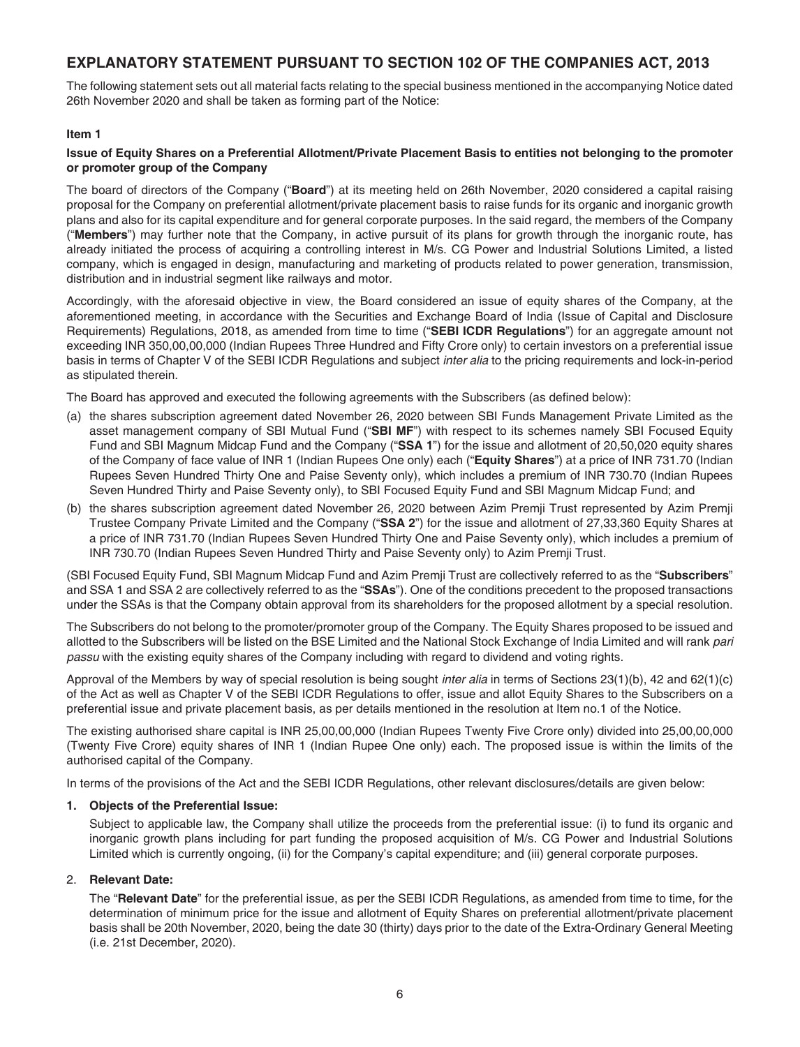# EXPLANATORY STATEMENT PURSUANT TO SECTION 102 OF THE COMPANIES ACT, 2013

The following statement sets out all material facts relating to the special business mentioned in the accompanying Notice dated 26th November 2020 and shall be taken as forming part of the Notice:

### Item 1

#### Issue of Equity Shares on a Preferential Allotment/Private Placement Basis to entities not belonging to the promoter or promoter group of the Company

The board of directors of the Company ("**Board**") at its meeting held on 26th November, 2020 considered a capital raising proposal for the Company on preferential allotment/private placement basis to raise funds for its organic and inorganic growth plans and also for its capital expenditure and for general corporate purposes. In the said regard, the members of the Company ("**Members**") may further note that the Company, in active pursuit of its plans for growth through the inorganic route, has already initiated the process of acquiring a controlling interest in M/s. CG Power and Industrial Solutions Limited, a listed company, which is engaged in design, manufacturing and marketing of products related to power generation, transmission, distribution and in industrial segment like railways and motor.

Accordingly, with the aforesaid objective in view, the Board considered an issue of equity shares of the Company, at the aforementioned meeting, in accordance with the Securities and Exchange Board of India (Issue of Capital and Disclosure Requirements) Regulations, 2018, as amended from time to time ("**SEBI ICDR Regulations**") for an aggregate amount not exceeding INR 350,00,00,000 (Indian Rupees Three Hundred and Fifty Crore only) to certain investors on a preferential issue basis in terms of Chapter V of the SEBI ICDR Regulations and subject *inter alia* to the pricing requirements and lock-in-period as stipulated therein.

The Board has approved and executed the following agreements with the Subscribers (as defined below):

(a) the shares subscription agreement dated November 26, 2020 between SBI Funds Management Private Limited as the asset management company of SBI Mutual Fund ("**SBI MF**") with respect to its schemes namely SBI Focused Equity Fund and SBI Magnum Midcap Fund and the Company ("**SSA 1**") for the issue and allotment of 20,50,020 equity shares of the Company of face value of INR 1 (Indian Rupees One only) each ("**Equity Shares**") at a price of INR 731.70 (Indian Rupees Seven Hundred Thirty One and Paise Seventy only), which includes a premium of INR 730.70 (Indian Rupees Seven Hundred Thirty and Paise Seventy only), to SBI Focused Equity Fund and SBI Magnum Midcap Fund; and

(b) the shares subscription agreement dated November 26, 2020 between Azim Premji Trust represented by Azim Premji Trustee Company Private Limited and the Company ("**SSA 2**") for the issue and allotment of 27,33,360 Equity Shares at a price of INR 731.70 (Indian Rupees Seven Hundred Thirty One and Paise Seventy only), which includes a premium of INR 730.70 (Indian Rupees Seven Hundred Thirty and Paise Seventy only) to Azim Premji Trust.

(SBI Focused Equity Fund, SBI Magnum Midcap Fund and Azim Premji Trust are collectively referred to as the "**Subscribers**" and SSA 1 and SSA 2 are collectively referred to as the "**SSAs**"). One of the conditions precedent to the proposed transactions under the SSAs is that the Company obtain approval from its shareholders for the proposed allotment by a special resolution.

The Subscribers do not belong to the promoter/promoter group of the Company. The Equity Shares proposed to be issued and allotted to the Subscribers will be listed on the BSE Limited and the National Stock Exchange of India Limited and will rank *pari passu* with the existing equity shares of the Company including with regard to dividend and voting rights.

Approval of the Members by way of special resolution is being sought *inter alia* in terms of Sections 23(1)(b), 42 and 62(1)(c) of the Act as well as Chapter V of the SEBI ICDR Regulations to offer, issue and allot Equity Shares to the Subscribers on a preferential issue and private placement basis, as per details mentioned in the resolution at Item no.1 of the Notice.

The existing authorised share capital is INR 25,00,00,000 (Indian Rupees Twenty Five Crore only) divided into 25,00,00,000 (Twenty Five Crore) equity shares of INR 1 (Indian Rupee One only) each. The proposed issue is within the limits of the authorised capital of the Company.

In terms of the provisions of the Act and the SEBI ICDR Regulations, other relevant disclosures/details are given below:

1. **Objects of the Preferential Issue:**

   Subject to applicable law, the Company shall utilize the proceeds from the preferential issue: (i) to fund its organic and inorganic growth plans including for part funding the proposed acquisition of M/s. CG Power and Industrial Solutions Limited which is currently ongoing, (ii) for the Company's capital expenditure; and (iii) general corporate purposes.

2. **Relevant Date:**

   The "**Relevant Date**" for the preferential issue, as per the SEBI ICDR Regulations, as amended from time to time, for the determination of minimum price for the issue and allotment of Equity Shares on preferential allotment/private placement basis shall be 20th November, 2020, being the date 30 (thirty) days prior to the date of the Extra-Ordinary General Meeting (i.e. 21st December, 2020).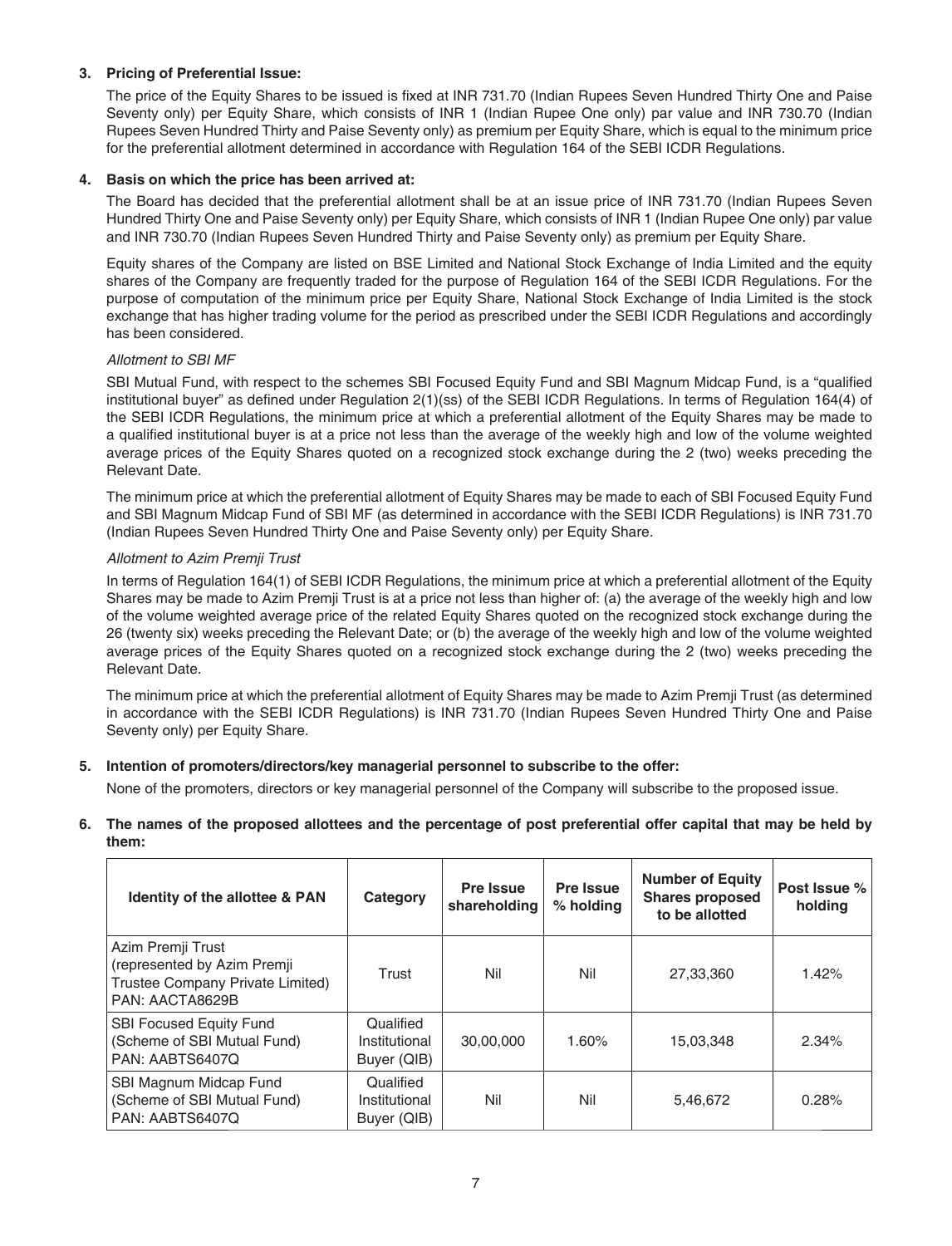**3. Pricing of Preferential Issue:**

The price of the Equity Shares to be issued is fixed at INR 731.70 (Indian Rupees Seven Hundred Thirty One and Paise Seventy only) per Equity Share, which consists of INR 1 (Indian Rupee One only) par value and INR 730.70 (Indian Rupees Seven Hundred Thirty and Paise Seventy only) as premium per Equity Share, which is equal to the minimum price for the preferential allotment determined in accordance with Regulation 164 of the SEBI ICDR Regulations.

**4. Basis on which the price has been arrived at:**

The Board has decided that the preferential allotment shall be at an issue price of INR 731.70 (Indian Rupees Seven Hundred Thirty One and Paise Seventy only) per Equity Share, which consists of INR 1 (Indian Rupee One only) par value and INR 730.70 (Indian Rupees Seven Hundred Thirty and Paise Seventy only) as premium per Equity Share.

Equity shares of the Company are listed on BSE Limited and National Stock Exchange of India Limited and the equity shares of the Company are frequently traded for the purpose of Regulation 164 of the SEBI ICDR Regulations. For the purpose of computation of the minimum price per Equity Share, National Stock Exchange of India Limited is the stock exchange that has higher trading volume for the period as prescribed under the SEBI ICDR Regulations and accordingly has been considered.

*Allotment to SBI MF*

SBI Mutual Fund, with respect to the schemes SBI Focused Equity Fund and SBI Magnum Midcap Fund, is a "qualified institutional buyer" as defined under Regulation 2(1)(ss) of the SEBI ICDR Regulations. In terms of Regulation 164(4) of the SEBI ICDR Regulations, the minimum price at which a preferential allotment of the Equity Shares may be made to a qualified institutional buyer is at a price not less than the average of the weekly high and low of the volume weighted average prices of the Equity Shares quoted on a recognized stock exchange during the 2 (two) weeks preceding the Relevant Date.

The minimum price at which the preferential allotment of Equity Shares may be made to each of SBI Focused Equity Fund and SBI Magnum Midcap Fund of SBI MF (as determined in accordance with the SEBI ICDR Regulations) is INR 731.70 (Indian Rupees Seven Hundred Thirty One and Paise Seventy only) per Equity Share.

*Allotment to Azim Premji Trust*

In terms of Regulation 164(1) of SEBI ICDR Regulations, the minimum price at which a preferential allotment of the Equity Shares may be made to Azim Premji Trust is at a price not less than higher of: (a) the average of the weekly high and low of the volume weighted average price of the related Equity Shares quoted on the recognized stock exchange during the 26 (twenty six) weeks preceding the Relevant Date; or (b) the average of the weekly high and low of the volume weighted average prices of the Equity Shares quoted on a recognized stock exchange during the 2 (two) weeks preceding the Relevant Date.

The minimum price at which the preferential allotment of Equity Shares may be made to Azim Premji Trust (as determined in accordance with the SEBI ICDR Regulations) is INR 731.70 (Indian Rupees Seven Hundred Thirty One and Paise Seventy only) per Equity Share.

**5. Intention of promoters/directors/key managerial personnel to subscribe to the offer:**

None of the promoters, directors or key managerial personnel of the Company will subscribe to the proposed issue.

**6. The names of the proposed allottees and the percentage of post preferential offer capital that may be held by them:**

| Identity of the allottee & PAN | Category | Pre Issue shareholding | Pre Issue % holding | Number of Equity Shares proposed to be allotted | Post Issue % holding |
|---|---|---|---|---|---|
| Azim Premji Trust (represented by Azim Premji Trustee Company Private Limited) PAN: AACTA8629B | Trust | Nil | Nil | 27,33,360 | 1.42% |
| SBI Focused Equity Fund (Scheme of SBI Mutual Fund) PAN: AABTS6407Q | Qualified Institutional Buyer (QIB) | 30,00,000 | 1.60% | 15,03,348 | 2.34% |
| SBI Magnum Midcap Fund (Scheme of SBI Mutual Fund) PAN: AABTS6407Q | Qualified Institutional Buyer (QIB) | Nil | Nil | 5,46,672 | 0.28% |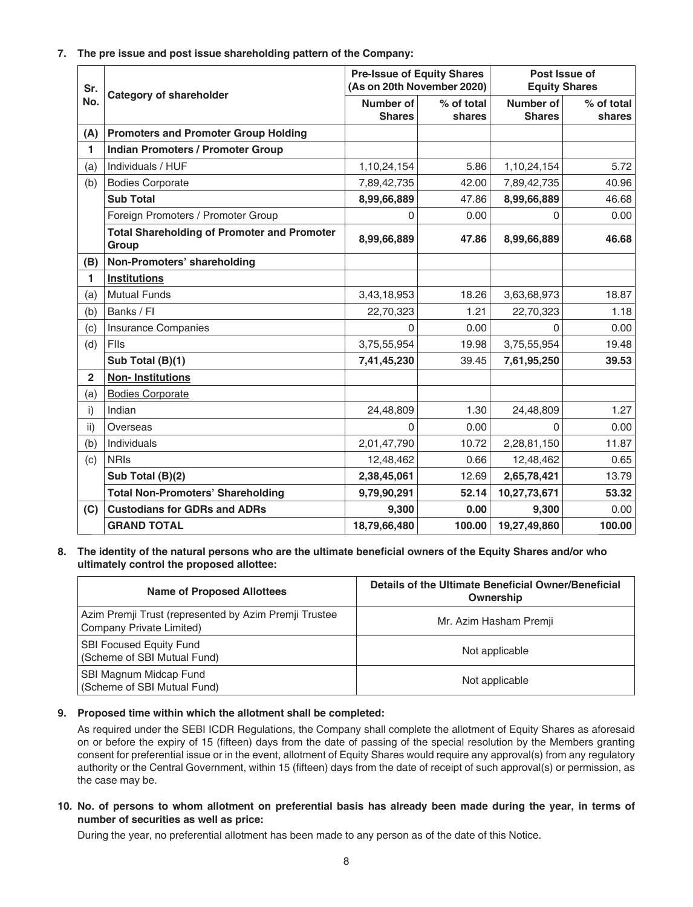**7. The pre issue and post issue shareholding pattern of the Company:**

| Sr. No. | Category of shareholder | Pre-Issue of Equity Shares (As on 20th November 2020) | | Post Issue of Equity Shares | |
|---|---|---|---|---|---|
| | | Number of Shares | % of total shares | Number of Shares | % of total shares |
| **(A)** | **Promoters and Promoter Group Holding** | | | | |
| **1** | **Indian Promoters / Promoter Group** | | | | |
| (a) | Individuals / HUF | 1,10,24,154 | 5.86 | 1,10,24,154 | 5.72 |
| (b) | Bodies Corporate | 7,89,42,735 | 42.00 | 7,89,42,735 | 40.96 |
| | **Sub Total** | **8,99,66,889** | 47.86 | **8,99,66,889** | 46.68 |
| | Foreign Promoters / Promoter Group | 0 | 0.00 | 0 | 0.00 |
| | **Total Shareholding of Promoter and Promoter Group** | **8,99,66,889** | **47.86** | **8,99,66,889** | **46.68** |
| **(B)** | **Non-Promoters' shareholding** | | | | |
| **1** | **Institutions** | | | | |
| (a) | Mutual Funds | 3,43,18,953 | 18.26 | 3,63,68,973 | 18.87 |
| (b) | Banks / FI | 22,70,323 | 1.21 | 22,70,323 | 1.18 |
| (c) | Insurance Companies | 0 | 0.00 | 0 | 0.00 |
| (d) | FIIs | 3,75,55,954 | 19.98 | 3,75,55,954 | 19.48 |
| | **Sub Total (B)(1)** | **7,41,45,230** | 39.45 | **7,61,95,250** | **39.53** |
| **2** | **Non- Institutions** | | | | |
| (a) | Bodies Corporate | | | | |
| i) | Indian | 24,48,809 | 1.30 | 24,48,809 | 1.27 |
| ii) | Overseas | 0 | 0.00 | 0 | 0.00 |
| (b) | Individuals | 2,01,47,790 | 10.72 | 2,28,81,150 | 11.87 |
| (c) | NRIs | 12,48,462 | 0.66 | 12,48,462 | 0.65 |
| | **Sub Total (B)(2)** | **2,38,45,061** | 12.69 | **2,65,78,421** | 13.79 |
| | **Total Non-Promoters' Shareholding** | **9,79,90,291** | **52.14** | **10,27,73,671** | **53.32** |
| **(C)** | **Custodians for GDRs and ADRs** | **9,300** | **0.00** | **9,300** | 0.00 |
| | **GRAND TOTAL** | **18,79,66,480** | **100.00** | **19,27,49,860** | **100.00** |

**8. The identity of the natural persons who are the ultimate beneficial owners of the Equity Shares and/or who ultimately control the proposed allottee:**

| Name of Proposed Allottees | Details of the Ultimate Beneficial Owner/Beneficial Ownership |
|---|---|
| Azim Premji Trust (represented by Azim Premji Trustee Company Private Limited) | Mr. Azim Hasham Premji |
| SBI Focused Equity Fund (Scheme of SBI Mutual Fund) | Not applicable |
| SBI Magnum Midcap Fund (Scheme of SBI Mutual Fund) | Not applicable |

**9. Proposed time within which the allotment shall be completed:**

As required under the SEBI ICDR Regulations, the Company shall complete the allotment of Equity Shares as aforesaid on or before the expiry of 15 (fifteen) days from the date of passing of the special resolution by the Members granting consent for preferential issue or in the event, allotment of Equity Shares would require any approval(s) from any regulatory authority or the Central Government, within 15 (fifteen) days from the date of receipt of such approval(s) or permission, as the case may be.

**10. No. of persons to whom allotment on preferential basis has already been made during the year, in terms of number of securities as well as price:**

During the year, no preferential allotment has been made to any person as of the date of this Notice.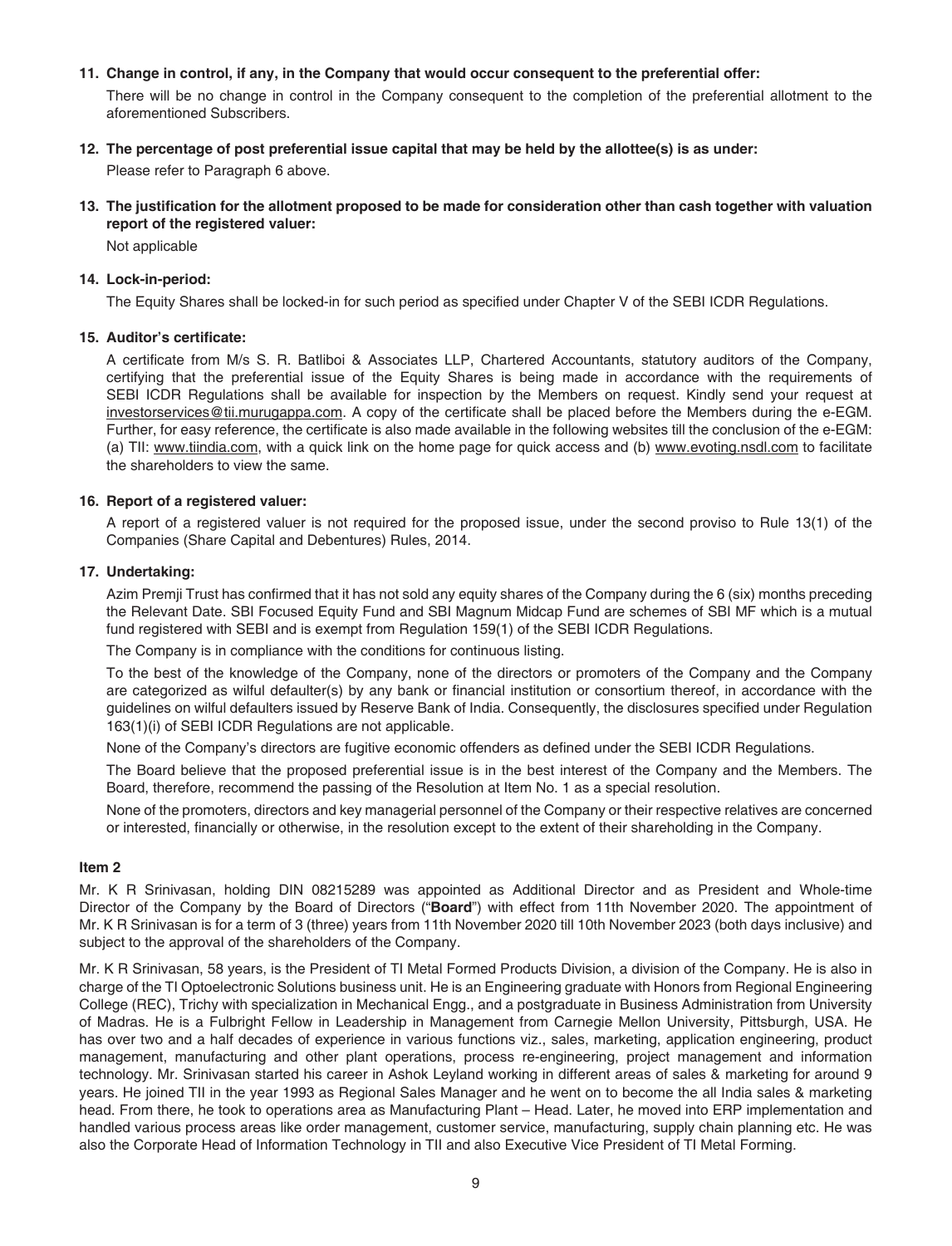**11. Change in control, if any, in the Company that would occur consequent to the preferential offer:**

There will be no change in control in the Company consequent to the completion of the preferential allotment to the aforementioned Subscribers.

**12. The percentage of post preferential issue capital that may be held by the allottee(s) is as under:**

Please refer to Paragraph 6 above.

**13. The justification for the allotment proposed to be made for consideration other than cash together with valuation report of the registered valuer:**

Not applicable

**14. Lock-in-period:**

The Equity Shares shall be locked-in for such period as specified under Chapter V of the SEBI ICDR Regulations.

**15. Auditor's certificate:**

A certificate from M/s S. R. Batliboi & Associates LLP, Chartered Accountants, statutory auditors of the Company, certifying that the preferential issue of the Equity Shares is being made in accordance with the requirements of SEBI ICDR Regulations shall be available for inspection by the Members on request. Kindly send your request at investorservices@tii.murugappa.com. A copy of the certificate shall be placed before the Members during the e-EGM. Further, for easy reference, the certificate is also made available in the following websites till the conclusion of the e-EGM: (a) TII: www.tiindia.com, with a quick link on the home page for quick access and (b) www.evoting.nsdl.com to facilitate the shareholders to view the same.

**16. Report of a registered valuer:**

A report of a registered valuer is not required for the proposed issue, under the second proviso to Rule 13(1) of the Companies (Share Capital and Debentures) Rules, 2014.

**17. Undertaking:**

Azim Premji Trust has confirmed that it has not sold any equity shares of the Company during the 6 (six) months preceding the Relevant Date. SBI Focused Equity Fund and SBI Magnum Midcap Fund are schemes of SBI MF which is a mutual fund registered with SEBI and is exempt from Regulation 159(1) of the SEBI ICDR Regulations.

The Company is in compliance with the conditions for continuous listing.

To the best of the knowledge of the Company, none of the directors or promoters of the Company and the Company are categorized as wilful defaulter(s) by any bank or financial institution or consortium thereof, in accordance with the guidelines on wilful defaulters issued by Reserve Bank of India. Consequently, the disclosures specified under Regulation 163(1)(i) of SEBI ICDR Regulations are not applicable.

None of the Company's directors are fugitive economic offenders as defined under the SEBI ICDR Regulations.

The Board believe that the proposed preferential issue is in the best interest of the Company and the Members. The Board, therefore, recommend the passing of the Resolution at Item No. 1 as a special resolution.

None of the promoters, directors and key managerial personnel of the Company or their respective relatives are concerned or interested, financially or otherwise, in the resolution except to the extent of their shareholding in the Company.

**Item 2**

Mr. K R Srinivasan, holding DIN 08215289 was appointed as Additional Director and as President and Whole-time Director of the Company by the Board of Directors ("**Board**") with effect from 11th November 2020. The appointment of Mr. K R Srinivasan is for a term of 3 (three) years from 11th November 2020 till 10th November 2023 (both days inclusive) and subject to the approval of the shareholders of the Company.

Mr. K R Srinivasan, 58 years, is the President of TI Metal Formed Products Division, a division of the Company. He is also in charge of the TI Optoelectronic Solutions business unit. He is an Engineering graduate with Honors from Regional Engineering College (REC), Trichy with specialization in Mechanical Engg., and a postgraduate in Business Administration from University of Madras. He is a Fulbright Fellow in Leadership in Management from Carnegie Mellon University, Pittsburgh, USA. He has over two and a half decades of experience in various functions viz., sales, marketing, application engineering, product management, manufacturing and other plant operations, process re-engineering, project management and information technology. Mr. Srinivasan started his career in Ashok Leyland working in different areas of sales & marketing for around 9 years. He joined TII in the year 1993 as Regional Sales Manager and he went on to become the all India sales & marketing head. From there, he took to operations area as Manufacturing Plant – Head. Later, he moved into ERP implementation and handled various process areas like order management, customer service, manufacturing, supply chain planning etc. He was also the Corporate Head of Information Technology in TII and also Executive Vice President of TI Metal Forming.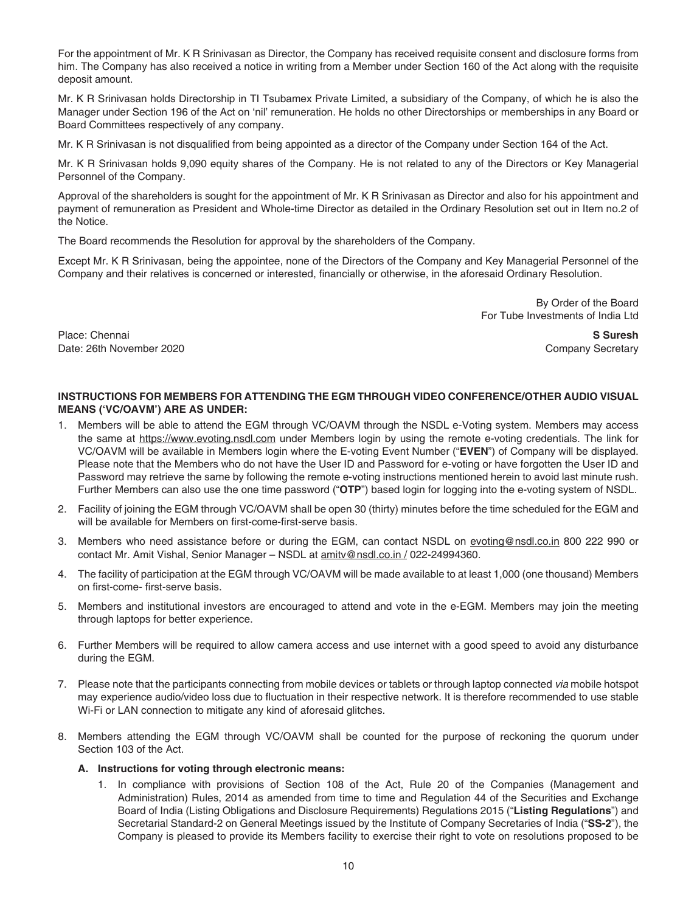For the appointment of Mr. K R Srinivasan as Director, the Company has received requisite consent and disclosure forms from him. The Company has also received a notice in writing from a Member under Section 160 of the Act along with the requisite deposit amount.

Mr. K R Srinivasan holds Directorship in TI Tsubamex Private Limited, a subsidiary of the Company, of which he is also the Manager under Section 196 of the Act on 'nil' remuneration. He holds no other Directorships or memberships in any Board or Board Committees respectively of any company.

Mr. K R Srinivasan is not disqualified from being appointed as a director of the Company under Section 164 of the Act.

Mr. K R Srinivasan holds 9,090 equity shares of the Company. He is not related to any of the Directors or Key Managerial Personnel of the Company.

Approval of the shareholders is sought for the appointment of Mr. K R Srinivasan as Director and also for his appointment and payment of remuneration as President and Whole-time Director as detailed in the Ordinary Resolution set out in Item no.2 of the Notice.

The Board recommends the Resolution for approval by the shareholders of the Company.

Except Mr. K R Srinivasan, being the appointee, none of the Directors of the Company and Key Managerial Personnel of the Company and their relatives is concerned or interested, financially or otherwise, in the aforesaid Ordinary Resolution.

By Order of the Board
For Tube Investments of India Ltd

Place: Chennai
Date: 26th November 2020

**S Suresh**
Company Secretary

**INSTRUCTIONS FOR MEMBERS FOR ATTENDING THE EGM THROUGH VIDEO CONFERENCE/OTHER AUDIO VISUAL MEANS ('VC/OAVM') ARE AS UNDER:**

1. Members will be able to attend the EGM through VC/OAVM through the NSDL e-Voting system. Members may access the same at https://www.evoting.nsdl.com under Members login by using the remote e-voting credentials. The link for VC/OAVM will be available in Members login where the E-voting Event Number ("**EVEN**") of Company will be displayed. Please note that the Members who do not have the User ID and Password for e-voting or have forgotten the User ID and Password may retrieve the same by following the remote e-voting instructions mentioned herein to avoid last minute rush. Further Members can also use the one time password ("**OTP**") based login for logging into the e-voting system of NSDL.
2. Facility of joining the EGM through VC/OAVM shall be open 30 (thirty) minutes before the time scheduled for the EGM and will be available for Members on first-come-first-serve basis.
3. Members who need assistance before or during the EGM, can contact NSDL on evoting@nsdl.co.in 800 222 990 or contact Mr. Amit Vishal, Senior Manager – NSDL at amitv@nsdl.co.in / 022-24994360.
4. The facility of participation at the EGM through VC/OAVM will be made available to at least 1,000 (one thousand) Members on first-come- first-serve basis.
5. Members and institutional investors are encouraged to attend and vote in the e-EGM. Members may join the meeting through laptops for better experience.
6. Further Members will be required to allow camera access and use internet with a good speed to avoid any disturbance during the EGM.
7. Please note that the participants connecting from mobile devices or tablets or through laptop connected *via* mobile hotspot may experience audio/video loss due to fluctuation in their respective network. It is therefore recommended to use stable Wi-Fi or LAN connection to mitigate any kind of aforesaid glitches.
8. Members attending the EGM through VC/OAVM shall be counted for the purpose of reckoning the quorum under Section 103 of the Act.

**A. Instructions for voting through electronic means:**

1. In compliance with provisions of Section 108 of the Act, Rule 20 of the Companies (Management and Administration) Rules, 2014 as amended from time to time and Regulation 44 of the Securities and Exchange Board of India (Listing Obligations and Disclosure Requirements) Regulations 2015 ("**Listing Regulations**") and Secretarial Standard-2 on General Meetings issued by the Institute of Company Secretaries of India ("**SS-2**"), the Company is pleased to provide its Members facility to exercise their right to vote on resolutions proposed to be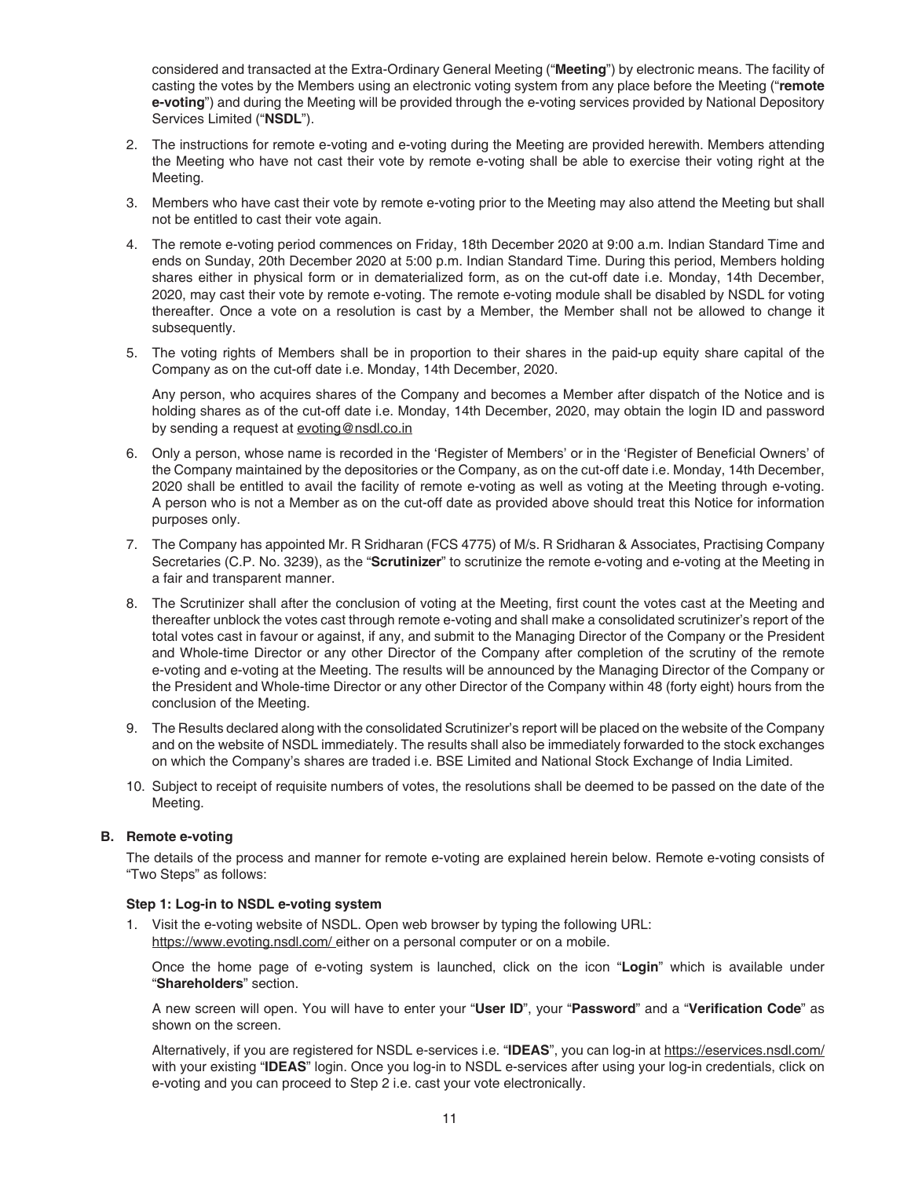considered and transacted at the Extra-Ordinary General Meeting ("**Meeting**") by electronic means. The facility of casting the votes by the Members using an electronic voting system from any place before the Meeting ("**remote e-voting**") and during the Meeting will be provided through the e-voting services provided by National Depository Services Limited ("**NSDL**").

2. The instructions for remote e-voting and e-voting during the Meeting are provided herewith. Members attending the Meeting who have not cast their vote by remote e-voting shall be able to exercise their voting right at the Meeting.

3. Members who have cast their vote by remote e-voting prior to the Meeting may also attend the Meeting but shall not be entitled to cast their vote again.

4. The remote e-voting period commences on Friday, 18th December 2020 at 9:00 a.m. Indian Standard Time and ends on Sunday, 20th December 2020 at 5:00 p.m. Indian Standard Time. During this period, Members holding shares either in physical form or in dematerialized form, as on the cut-off date i.e. Monday, 14th December, 2020, may cast their vote by remote e-voting. The remote e-voting module shall be disabled by NSDL for voting thereafter. Once a vote on a resolution is cast by a Member, the Member shall not be allowed to change it subsequently.

5. The voting rights of Members shall be in proportion to their shares in the paid-up equity share capital of the Company as on the cut-off date i.e. Monday, 14th December, 2020.

   Any person, who acquires shares of the Company and becomes a Member after dispatch of the Notice and is holding shares as of the cut-off date i.e. Monday, 14th December, 2020, may obtain the login ID and password by sending a request at evoting@nsdl.co.in

6. Only a person, whose name is recorded in the 'Register of Members' or in the 'Register of Beneficial Owners' of the Company maintained by the depositories or the Company, as on the cut-off date i.e. Monday, 14th December, 2020 shall be entitled to avail the facility of remote e-voting as well as voting at the Meeting through e-voting. A person who is not a Member as on the cut-off date as provided above should treat this Notice for information purposes only.

7. The Company has appointed Mr. R Sridharan (FCS 4775) of M/s. R Sridharan & Associates, Practising Company Secretaries (C.P. No. 3239), as the "**Scrutinizer**" to scrutinize the remote e-voting and e-voting at the Meeting in a fair and transparent manner.

8. The Scrutinizer shall after the conclusion of voting at the Meeting, first count the votes cast at the Meeting and thereafter unblock the votes cast through remote e-voting and shall make a consolidated scrutinizer's report of the total votes cast in favour or against, if any, and submit to the Managing Director of the Company or the President and Whole-time Director or any other Director of the Company after completion of the scrutiny of the remote e-voting and e-voting at the Meeting. The results will be announced by the Managing Director of the Company or the President and Whole-time Director or any other Director of the Company within 48 (forty eight) hours from the conclusion of the Meeting.

9. The Results declared along with the consolidated Scrutinizer's report will be placed on the website of the Company and on the website of NSDL immediately. The results shall also be immediately forwarded to the stock exchanges on which the Company's shares are traded i.e. BSE Limited and National Stock Exchange of India Limited.

10. Subject to receipt of requisite numbers of votes, the resolutions shall be deemed to be passed on the date of the Meeting.

**B. Remote e-voting**

The details of the process and manner for remote e-voting are explained herein below. Remote e-voting consists of "Two Steps" as follows:

**Step 1: Log-in to NSDL e-voting system**

1. Visit the e-voting website of NSDL. Open web browser by typing the following URL: https://www.evoting.nsdl.com/ either on a personal computer or on a mobile.

   Once the home page of e-voting system is launched, click on the icon "**Login**" which is available under "**Shareholders**" section.

   A new screen will open. You will have to enter your "**User ID**", your "**Password**" and a "**Verification Code**" as shown on the screen.

   Alternatively, if you are registered for NSDL e-services i.e. "**IDEAS**", you can log-in at https://eservices.nsdl.com/ with your existing "**IDEAS**" login. Once you log-in to NSDL e-services after using your log-in credentials, click on e-voting and you can proceed to Step 2 i.e. cast your vote electronically.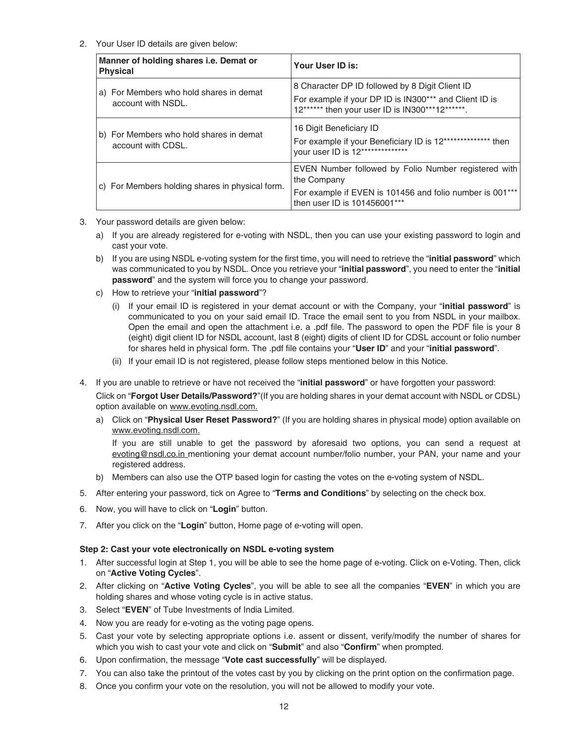2. Your User ID details are given below:

| Manner of holding shares i.e. Demat or Physical | Your User ID is: |
|---|---|
| a) For Members who hold shares in demat account with NSDL. | 8 Character DP ID followed by 8 Digit Client ID<br>For example if your DP ID is IN300*** and Client ID is 12****** then your user ID is IN300***12******. |
| b) For Members who hold shares in demat account with CDSL. | 16 Digit Beneficiary ID<br>For example if your Beneficiary ID is 12************** then your user ID is 12************** |
| c) For Members holding shares in physical form. | EVEN Number followed by Folio Number registered with the Company<br>For example if EVEN is 101456 and folio number is 001*** then user ID is 101456001*** |

3. Your password details are given below:
   a) If you are already registered for e-voting with NSDL, then you can use your existing password to login and cast your vote.
   b) If you are using NSDL e-voting system for the first time, you will need to retrieve the "**initial password**" which was communicated to you by NSDL. Once you retrieve your "**initial password**", you need to enter the "**initial password**" and the system will force you to change your password.
   c) How to retrieve your "**initial password**"?
      (i) If your email ID is registered in your demat account or with the Company, your "**initial password**" is communicated to you on your said email ID. Trace the email sent to you from NSDL in your mailbox. Open the email and open the attachment i.e. a .pdf file. The password to open the PDF file is your 8 (eight) digit client ID for NSDL account, last 8 (eight) digits of client ID for CDSL account or folio number for shares held in physical form. The .pdf file contains your "**User ID**" and your "**initial password**".
      (ii) If your email ID is not registered, please follow steps mentioned below in this Notice.

4. If you are unable to retrieve or have not received the "**initial password**" or have forgotten your password:

   Click on "**Forgot User Details/Password?**"(If you are holding shares in your demat account with NSDL or CDSL) option available on www.evoting.nsdl.com.

   a) Click on "**Physical User Reset Password?**" (If you are holding shares in physical mode) option available on www.evoting.nsdl.com.

      If you are still unable to get the password by aforesaid two options, you can send a request at evoting@nsdl.co.in mentioning your demat account number/folio number, your PAN, your name and your registered address.

   b) Members can also use the OTP based login for casting the votes on the e-voting system of NSDL.

5. After entering your password, tick on Agree to "**Terms and Conditions**" by selecting on the check box.
6. Now, you will have to click on "**Login**" button.
7. After you click on the "**Login**" button, Home page of e-voting will open.

**Step 2: Cast your vote electronically on NSDL e-voting system**

1. After successful login at Step 1, you will be able to see the home page of e-voting. Click on e-Voting. Then, click on "**Active Voting Cycles**".
2. After clicking on "**Active Voting Cycles**", you will be able to see all the companies "**EVEN**" in which you are holding shares and whose voting cycle is in active status.
3. Select "**EVEN**" of Tube Investments of India Limited.
4. Now you are ready for e-voting as the voting page opens.
5. Cast your vote by selecting appropriate options i.e. assent or dissent, verify/modify the number of shares for which you wish to cast your vote and click on "**Submit**" and also "**Confirm**" when prompted.
6. Upon confirmation, the message "**Vote cast successfully**" will be displayed.
7. You can also take the printout of the votes cast by you by clicking on the print option on the confirmation page.
8. Once you confirm your vote on the resolution, you will not be allowed to modify your vote.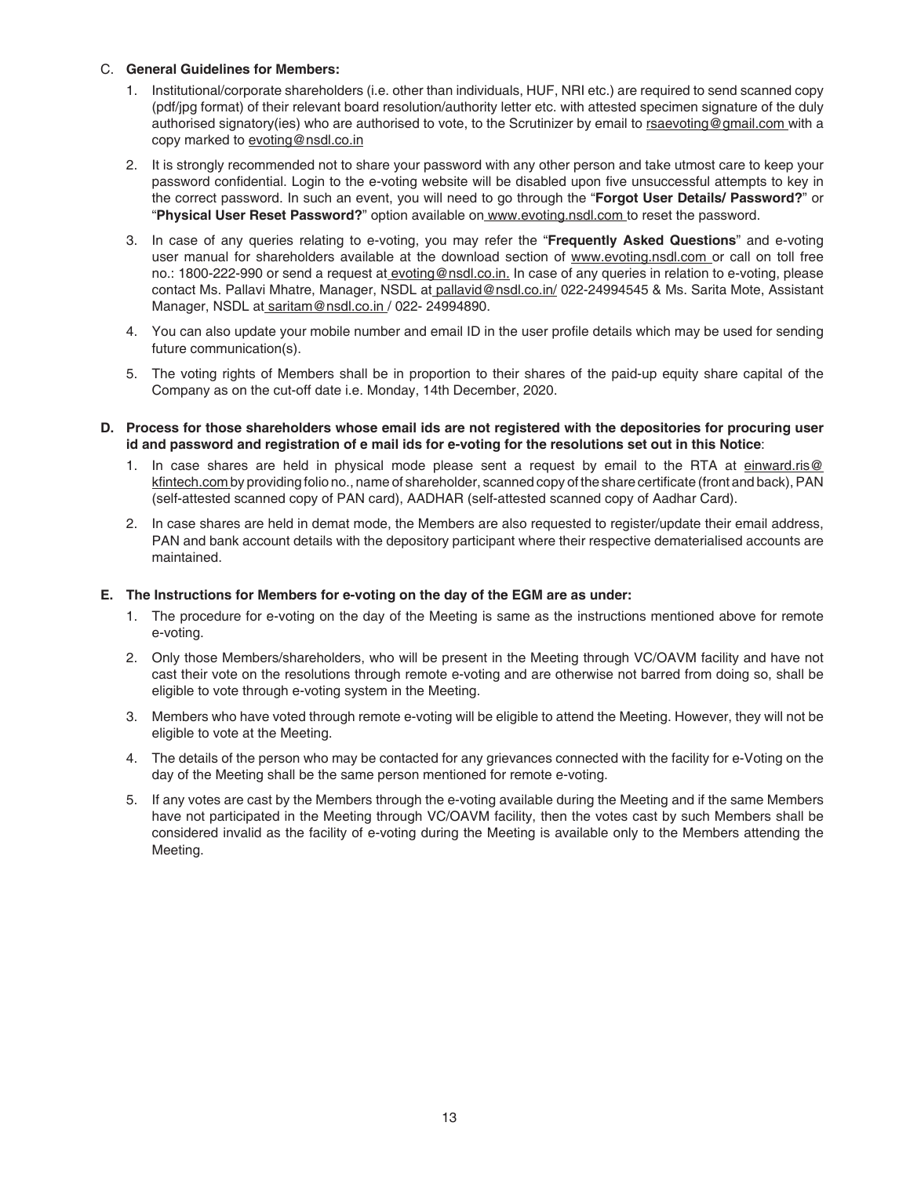C. **General Guidelines for Members:**

1. Institutional/corporate shareholders (i.e. other than individuals, HUF, NRI etc.) are required to send scanned copy (pdf/jpg format) of their relevant board resolution/authority letter etc. with attested specimen signature of the duly authorised signatory(ies) who are authorised to vote, to the Scrutinizer by email to rsaevoting@gmail.com with a copy marked to evoting@nsdl.co.in

2. It is strongly recommended not to share your password with any other person and take utmost care to keep your password confidential. Login to the e-voting website will be disabled upon five unsuccessful attempts to key in the correct password. In such an event, you will need to go through the "**Forgot User Details/ Password?**" or "**Physical User Reset Password?**" option available on www.evoting.nsdl.com to reset the password.

3. In case of any queries relating to e-voting, you may refer the "**Frequently Asked Questions**" and e-voting user manual for shareholders available at the download section of www.evoting.nsdl.com or call on toll free no.: 1800-222-990 or send a request at evoting@nsdl.co.in. In case of any queries in relation to e-voting, please contact Ms. Pallavi Mhatre, Manager, NSDL at pallavid@nsdl.co.in/ 022-24994545 & Ms. Sarita Mote, Assistant Manager, NSDL at saritam@nsdl.co.in / 022- 24994890.

4. You can also update your mobile number and email ID in the user profile details which may be used for sending future communication(s).

5. The voting rights of Members shall be in proportion to their shares of the paid-up equity share capital of the Company as on the cut-off date i.e. Monday, 14th December, 2020.

**D. Process for those shareholders whose email ids are not registered with the depositories for procuring user id and password and registration of e mail ids for e-voting for the resolutions set out in this Notice**:

1. In case shares are held in physical mode please sent a request by email to the RTA at einward.ris@kfintech.com by providing folio no., name of shareholder, scanned copy of the share certificate (front and back), PAN (self-attested scanned copy of PAN card), AADHAR (self-attested scanned copy of Aadhar Card).

2. In case shares are held in demat mode, the Members are also requested to register/update their email address, PAN and bank account details with the depository participant where their respective dematerialised accounts are maintained.

**E. The Instructions for Members for e-voting on the day of the EGM are as under:**

1. The procedure for e-voting on the day of the Meeting is same as the instructions mentioned above for remote e-voting.

2. Only those Members/shareholders, who will be present in the Meeting through VC/OAVM facility and have not cast their vote on the resolutions through remote e-voting and are otherwise not barred from doing so, shall be eligible to vote through e-voting system in the Meeting.

3. Members who have voted through remote e-voting will be eligible to attend the Meeting. However, they will not be eligible to vote at the Meeting.

4. The details of the person who may be contacted for any grievances connected with the facility for e-Voting on the day of the Meeting shall be the same person mentioned for remote e-voting.

5. If any votes are cast by the Members through the e-voting available during the Meeting and if the same Members have not participated in the Meeting through VC/OAVM facility, then the votes cast by such Members shall be considered invalid as the facility of e-voting during the Meeting is available only to the Members attending the Meeting.